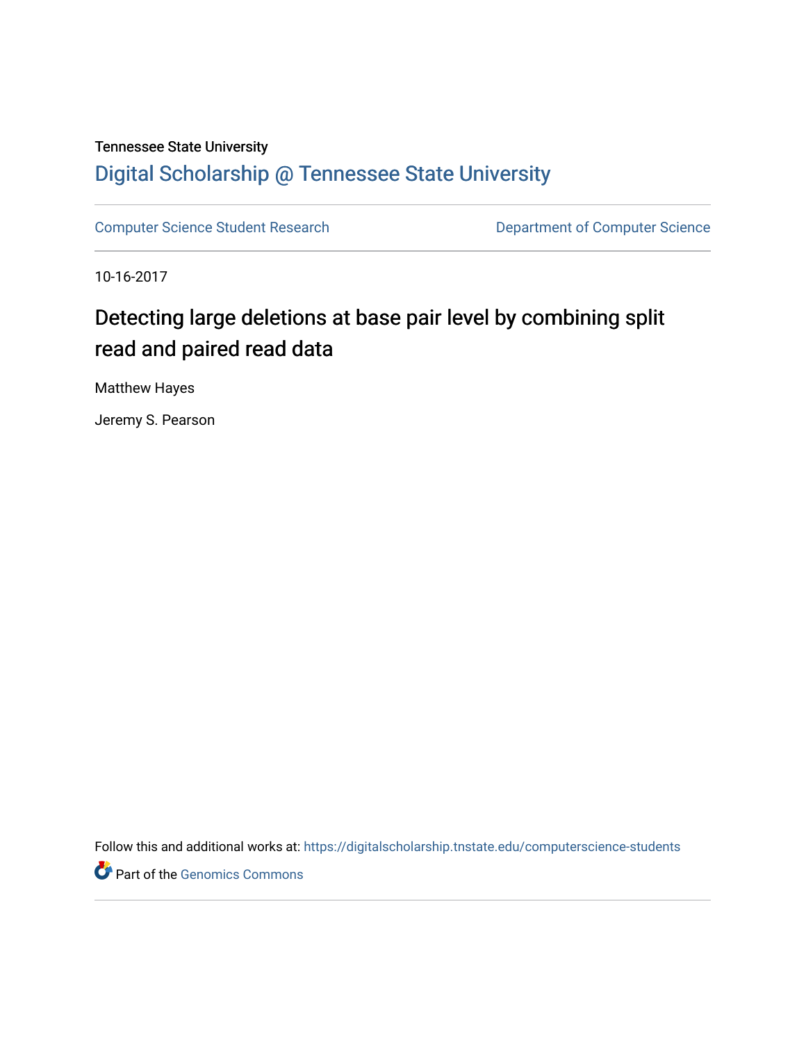Tennessee State University

# Digital Scholarship @ Tennessee State University

Computer Science Student Research | Department of Computer Science

10-16-2017

## Detecting large deletions at base pair level by combining split read and paired read data

Matthew Hayes

Jeremy S. Pearson

Follow this and additional works at: https://digitalscholarship.tnstate.edu/computerscience-students

Part of the Genomics Commons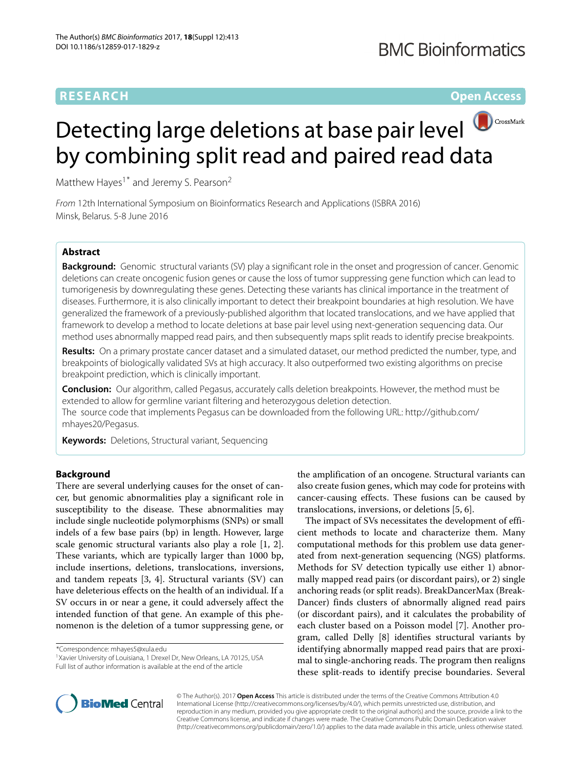# Detecting large deletions at base pair level by combining split read and paired read data

Matthew Hayes[1*] and Jeremy S. Pearson[2]

*From* 12th International Symposium on Bioinformatics Research and Applications (ISBRA 2016)
Minsk, Belarus. 5-8 June 2016

## Abstract

**Background:** Genomic structural variants (SV) play a significant role in the onset and progression of cancer. Genomic deletions can create oncogenic fusion genes or cause the loss of tumor suppressing gene function which can lead to tumorigenesis by downregulating these genes. Detecting these variants has clinical importance in the treatment of diseases. Furthermore, it is also clinically important to detect their breakpoint boundaries at high resolution. We have generalized the framework of a previously-published algorithm that located translocations, and we have applied that framework to develop a method to locate deletions at base pair level using next-generation sequencing data. Our method uses abnormally mapped read pairs, and then subsequently maps split reads to identify precise breakpoints.

**Results:** On a primary prostate cancer dataset and a simulated dataset, our method predicted the number, type, and breakpoints of biologically validated SVs at high accuracy. It also outperformed two existing algorithms on precise breakpoint prediction, which is clinically important.

**Conclusion:** Our algorithm, called Pegasus, accurately calls deletion breakpoints. However, the method must be extended to allow for germline variant filtering and heterozygous deletion detection.
The source code that implements Pegasus can be downloaded from the following URL: http://github.com/mhayes20/Pegasus.

**Keywords:** Deletions, Structural variant, Sequencing

## Background

There are several underlying causes for the onset of cancer, but genomic abnormalities play a significant role in susceptibility to the disease. These abnormalities may include single nucleotide polymorphisms (SNPs) or small indels of a few base pairs (bp) in length. However, large scale genomic structural variants also play a role [1, 2]. These variants, which are typically larger than 1000 bp, include insertions, deletions, translocations, inversions, and tandem repeats [3, 4]. Structural variants (SV) can have deleterious effects on the health of an individual. If a SV occurs in or near a gene, it could adversely affect the intended function of that gene. An example of this phenomenon is the deletion of a tumor suppressing gene, or the amplification of an oncogene. Structural variants can also create fusion genes, which may code for proteins with cancer-causing effects. These fusions can be caused by translocations, inversions, or deletions [5, 6].

The impact of SVs necessitates the development of efficient methods to locate and characterize them. Many computational methods for this problem use data generated from next-generation sequencing (NGS) platforms. Methods for SV detection typically use either 1) abnormally mapped read pairs (or discordant pairs), or 2) single anchoring reads (or split reads). BreakDancerMax (BreakDancer) finds clusters of abnormally aligned read pairs (or discordant pairs), and it calculates the probability of each cluster based on a Poisson model [7]. Another program, called Delly [8] identifies structural variants by identifying abnormally mapped read pairs that are proximal to single-anchoring reads. The program then realigns these split-reads to identify precise boundaries. Several

*Correspondence: mhayes5@xula.edu
[1]Xavier University of Louisiana, 1 Drexel Dr, New Orleans, LA 70125, USA
Full list of author information is available at the end of the article

© The Author(s). 2017 **Open Access** This article is distributed under the terms of the Creative Commons Attribution 4.0 International License (http://creativecommons.org/licenses/by/4.0/), which permits unrestricted use, distribution, and reproduction in any medium, provided you give appropriate credit to the original author(s) and the source, provide a link to the Creative Commons license, and indicate if changes were made. The Creative Commons Public Domain Dedication waiver (http://creativecommons.org/publicdomain/zero/1.0/) applies to the data made available in this article, unless otherwise stated.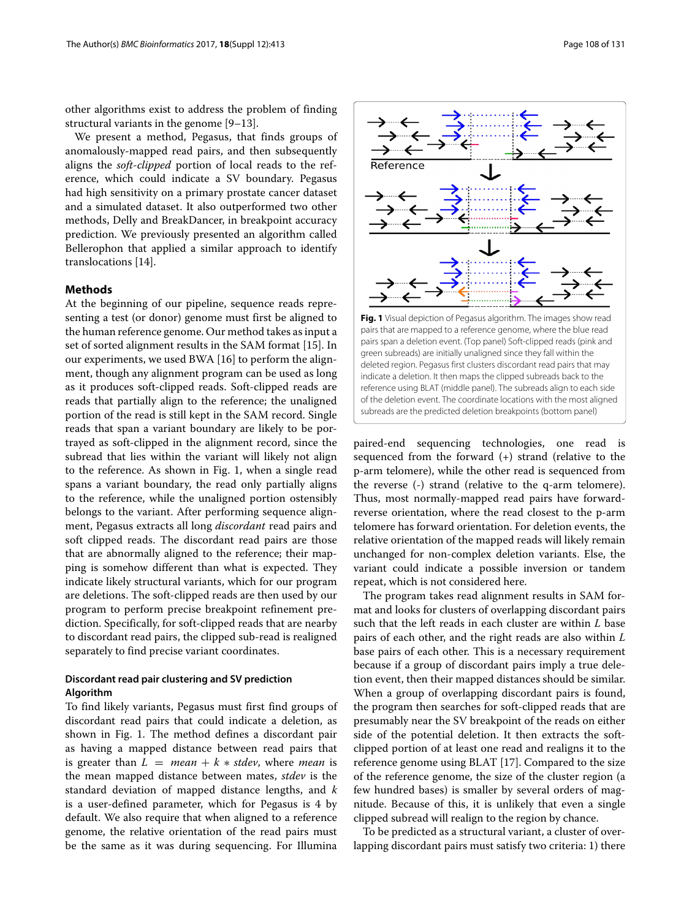other algorithms exist to address the problem of finding structural variants in the genome [9–13].

We present a method, Pegasus, that finds groups of anomalously-mapped read pairs, and then subsequently aligns the *soft-clipped* portion of local reads to the reference, which could indicate a SV boundary. Pegasus had high sensitivity on a primary prostate cancer dataset and a simulated dataset. It also outperformed two other methods, Delly and BreakDancer, in breakpoint accuracy prediction. We previously presented an algorithm called Bellerophon that applied a similar approach to identify translocations [14].

## Methods

At the beginning of our pipeline, sequence reads representing a test (or donor) genome must first be aligned to the human reference genome. Our method takes as input a set of sorted alignment results in the SAM format [15]. In our experiments, we used BWA [16] to perform the alignment, though any alignment program can be used as long as it produces soft-clipped reads. Soft-clipped reads are reads that partially align to the reference; the unaligned portion of the read is still kept in the SAM record. Single reads that span a variant boundary are likely to be portrayed as soft-clipped in the alignment record, since the subread that lies within the variant will likely not align to the reference. As shown in Fig. 1, when a single read spans a variant boundary, the read only partially aligns to the reference, while the unaligned portion ostensibly belongs to the variant. After performing sequence alignment, Pegasus extracts all long *discordant* read pairs and soft clipped reads. The discordant read pairs are those that are abnormally aligned to the reference; their mapping is somehow different than what is expected. They indicate likely structural variants, which for our program are deletions. The soft-clipped reads are then used by our program to perform precise breakpoint refinement prediction. Specifically, for soft-clipped reads that are nearby to discordant read pairs, the clipped sub-read is realigned separately to find precise variant coordinates.

### Discordant read pair clustering and SV prediction

#### Algorithm

To find likely variants, Pegasus must first find groups of discordant read pairs that could indicate a deletion, as shown in Fig. 1. The method defines a discordant pair as having a mapped distance between read pairs that is greater than $L = mean + k * stdev$, where *mean* is the mean mapped distance between mates, *stdev* is the standard deviation of mapped distance lengths, and $k$ is a user-defined parameter, which for Pegasus is 4 by default. We also require that when aligned to a reference genome, the relative orientation of the read pairs must be the same as it was during sequencing. For Illumina paired-end sequencing technologies, one read is sequenced from the forward (+) strand (relative to the p-arm telomere), while the other read is sequenced from the reverse (-) strand (relative to the q-arm telomere). Thus, most normally-mapped read pairs have forward-reverse orientation, where the read closest to the p-arm telomere has forward orientation. For deletion events, the relative orientation of the mapped reads will likely remain unchanged for non-complex deletion variants. Else, the variant could indicate a possible inversion or tandem repeat, which is not considered here.

Reference

**Fig. 1** Visual depiction of Pegasus algorithm. The images show read pairs that are mapped to a reference genome, where the blue read pairs span a deletion event. (Top panel) Soft-clipped reads (pink and green subreads) are initially unaligned since they fall within the deleted region. Pegasus first clusters discordant read pairs that may indicate a deletion. It then maps the clipped subreads back to the reference using BLAT (middle panel). The subreads align to each side of the deletion event. The coordinate locations with the most aligned subreads are the predicted deletion breakpoints (bottom panel)

The program takes read alignment results in SAM format and looks for clusters of overlapping discordant pairs such that the left reads in each cluster are within $L$ base pairs of each other, and the right reads are also within $L$ base pairs of each other. This is a necessary requirement because if a group of discordant pairs imply a true deletion event, then their mapped distances should be similar. When a group of overlapping discordant pairs is found, the program then searches for soft-clipped reads that are presumably near the SV breakpoint of the reads on either side of the potential deletion. It then extracts the soft-clipped portion of at least one read and realigns it to the reference genome using BLAT [17]. Compared to the size of the reference genome, the size of the cluster region (a few hundred bases) is smaller by several orders of magnitude. Because of this, it is unlikely that even a single clipped subread will realign to the region by chance.

To be predicted as a structural variant, a cluster of overlapping discordant pairs must satisfy two criteria: 1) there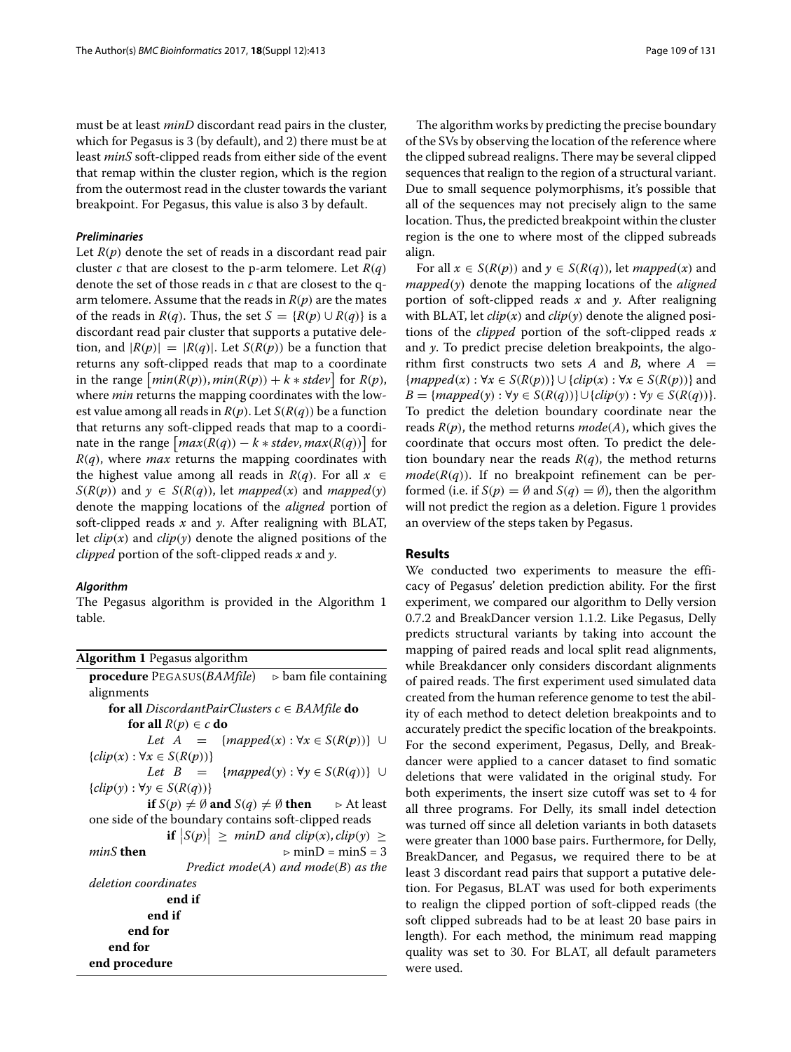must be at least *minD* discordant read pairs in the cluster, which for Pegasus is 3 (by default), and 2) there must be at least *minS* soft-clipped reads from either side of the event that remap within the cluster region, which is the region from the outermost read in the cluster towards the variant breakpoint. For Pegasus, this value is also 3 by default.

#### *Preliminaries*

Let $R(p)$ denote the set of reads in a discordant read pair cluster $c$ that are closest to the p-arm telomere. Let $R(q)$ denote the set of those reads in $c$ that are closest to the q-arm telomere. Assume that the reads in $R(p)$ are the mates of the reads in $R(q)$. Thus, the set $S = \{R(p) \cup R(q)\}$ is a discordant read pair cluster that supports a putative deletion, and $|R(p)| = |R(q)|$. Let $S(R(p))$ be a function that returns any soft-clipped reads that map to a coordinate in the range $\left[min(R(p)), min(R(p)) + k * stdev\right]$ for $R(p)$, where *min* returns the mapping coordinates with the lowest value among all reads in $R(p)$. Let $S(R(q))$ be a function that returns any soft-clipped reads that map to a coordinate in the range $\left[max(R(q)) - k * stdev, max(R(q))\right]$ for $R(q)$, where *max* returns the mapping coordinates with the highest value among all reads in $R(q)$. For all $x \in S(R(p))$ and $y \in S(R(q))$, let $mapped(x)$ and $mapped(y)$ denote the mapping locations of the *aligned* portion of soft-clipped reads $x$ and $y$. After realigning with BLAT, let $clip(x)$ and $clip(y)$ denote the aligned positions of the *clipped* portion of the soft-clipped reads $x$ and $y$.

#### *Algorithm*

The Pegasus algorithm is provided in the Algorithm 1 table.

**Algorithm 1** Pegasus algorithm

```
procedure PEGASUS(BAMfile)                ▷ bam file containing alignments
    for all DiscordantPairClusters c ∈ BAMfile do
        for all R(p) ∈ c do
            Let A = {mapped(x) : ∀x ∈ S(R(p))} ∪ {clip(x) : ∀x ∈ S(R(p))}
            Let B = {mapped(y) : ∀y ∈ S(R(q))} ∪ {clip(y) : ∀y ∈ S(R(q))}
            if S(p) ≠ ∅ and S(q) ≠ ∅ then      ▷ At least one side of the boundary contains soft-clipped reads
                if |S(p)| ≥ minD and clip(x), clip(y) ≥ minS then      ▷ minD = minS = 3
                    Predict mode(A) and mode(B) as the deletion coordinates
                end if
            end if
        end for
    end for
end procedure
```

The algorithm works by predicting the precise boundary of the SVs by observing the location of the reference where the clipped subread realigns. There may be several clipped sequences that realign to the region of a structural variant. Due to small sequence polymorphisms, it's possible that all of the sequences may not precisely align to the same location. Thus, the predicted breakpoint within the cluster region is the one to where most of the clipped subreads align.

For all $x \in S(R(p))$ and $y \in S(R(q))$, let $mapped(x)$ and $mapped(y)$ denote the mapping locations of the *aligned* portion of soft-clipped reads $x$ and $y$. After realigning with BLAT, let $clip(x)$ and $clip(y)$ denote the aligned positions of the *clipped* portion of the soft-clipped reads $x$ and $y$. To predict precise deletion breakpoints, the algorithm first constructs two sets $A$ and $B$, where $A = \{mapped(x) : \forall x \in S(R(p))\} \cup \{clip(x) : \forall x \in S(R(p))\}$ and $B = \{mapped(y) : \forall y \in S(R(q))\} \cup \{clip(y) : \forall y \in S(R(q))\}$. To predict the deletion boundary coordinate near the reads $R(p)$, the method returns $mode(A)$, which gives the coordinate that occurs most often. To predict the deletion boundary near the reads $R(q)$, the method returns $mode(R(q))$. If no breakpoint refinement can be performed (i.e. if $S(p) = \emptyset$ and $S(q) = \emptyset$), then the algorithm will not predict the region as a deletion. Figure 1 provides an overview of the steps taken by Pegasus.

## Results

We conducted two experiments to measure the efficacy of Pegasus' deletion prediction ability. For the first experiment, we compared our algorithm to Delly version 0.7.2 and BreakDancer version 1.1.2. Like Pegasus, Delly predicts structural variants by taking into account the mapping of paired reads and local split read alignments, while Breakdancer only considers discordant alignments of paired reads. The first experiment used simulated data created from the human reference genome to test the ability of each method to detect deletion breakpoints and to accurately predict the specific location of the breakpoints. For the second experiment, Pegasus, Delly, and Breakdancer were applied to a cancer dataset to find somatic deletions that were validated in the original study. For both experiments, the insert size cutoff was set to 4 for all three programs. For Delly, its small indel detection was turned off since all deletion variants in both datasets were greater than 1000 base pairs. Furthermore, for Delly, BreakDancer, and Pegasus, we required there to be at least 3 discordant read pairs that support a putative deletion. For Pegasus, BLAT was used for both experiments to realign the clipped portion of soft-clipped reads (the soft clipped subreads had to be at least 20 base pairs in length). For each method, the minimum read mapping quality was set to 30. For BLAT, all default parameters were used.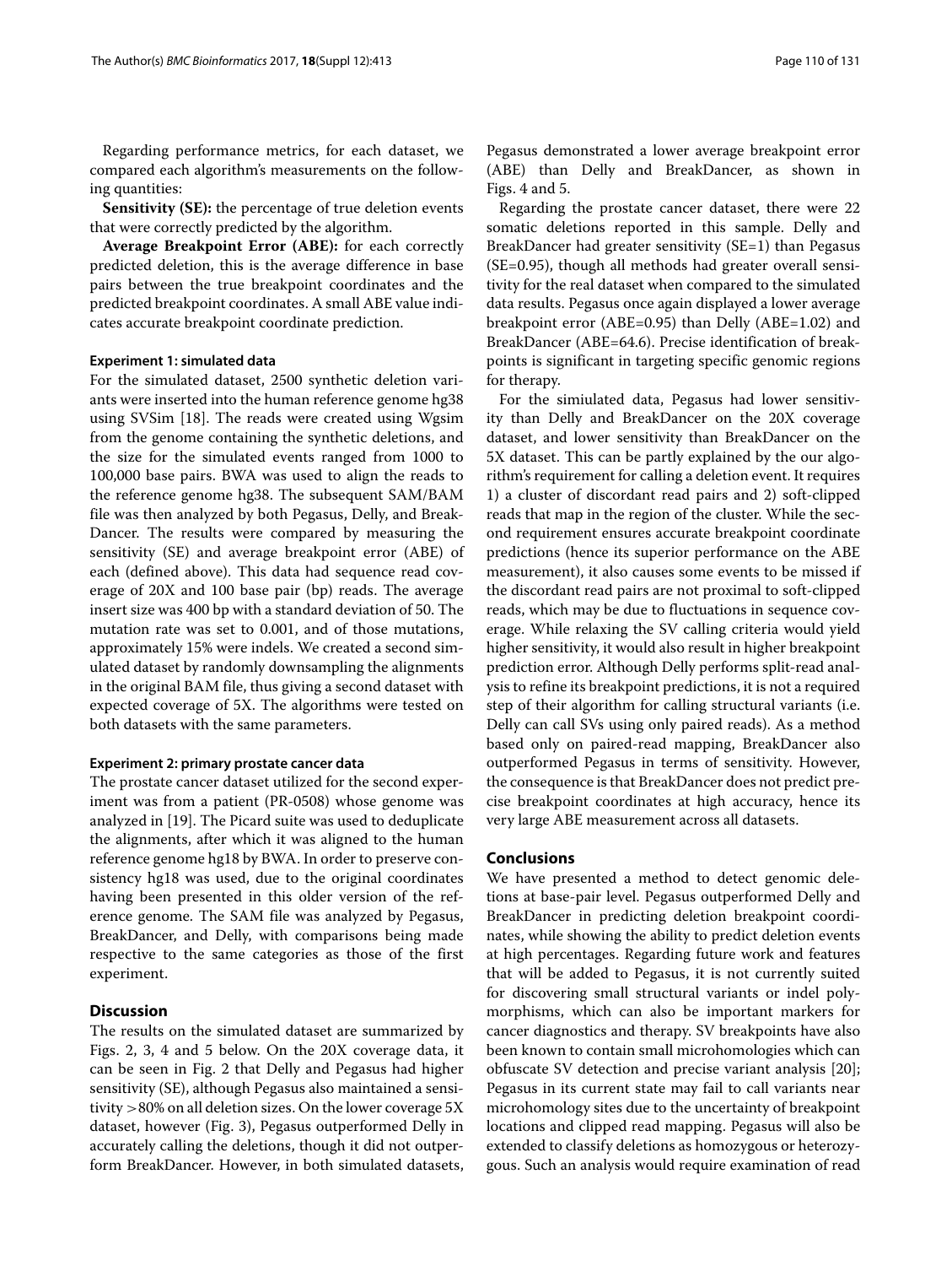Regarding performance metrics, for each dataset, we compared each algorithm's measurements on the following quantities:

**Sensitivity (SE):** the percentage of true deletion events that were correctly predicted by the algorithm.

**Average Breakpoint Error (ABE):** for each correctly predicted deletion, this is the average difference in base pairs between the true breakpoint coordinates and the predicted breakpoint coordinates. A small ABE value indicates accurate breakpoint coordinate prediction.

#### Experiment 1: simulated data

For the simulated dataset, 2500 synthetic deletion variants were inserted into the human reference genome hg38 using SVSim [18]. The reads were created using Wgsim from the genome containing the synthetic deletions, and the size for the simulated events ranged from 1000 to 100,000 base pairs. BWA was used to align the reads to the reference genome hg38. The subsequent SAM/BAM file was then analyzed by both Pegasus, Delly, and BreakDancer. The results were compared by measuring the sensitivity (SE) and average breakpoint error (ABE) of each (defined above). This data had sequence read coverage of 20X and 100 base pair (bp) reads. The average insert size was 400 bp with a standard deviation of 50. The mutation rate was set to 0.001, and of those mutations, approximately 15% were indels. We created a second simulated dataset by randomly downsampling the alignments in the original BAM file, thus giving a second dataset with expected coverage of 5X. The algorithms were tested on both datasets with the same parameters.

#### Experiment 2: primary prostate cancer data

The prostate cancer dataset utilized for the second experiment was from a patient (PR-0508) whose genome was analyzed in [19]. The Picard suite was used to deduplicate the alignments, after which it was aligned to the human reference genome hg18 by BWA. In order to preserve consistency hg18 was used, due to the original coordinates having been presented in this older version of the reference genome. The SAM file was analyzed by Pegasus, BreakDancer, and Delly, with comparisons being made respective to the same categories as those of the first experiment.

## Discussion

The results on the simulated dataset are summarized by Figs. 2, 3, 4 and 5 below. On the 20X coverage data, it can be seen in Fig. 2 that Delly and Pegasus had higher sensitivity (SE), although Pegasus also maintained a sensitivity >80% on all deletion sizes. On the lower coverage 5X dataset, however (Fig. 3), Pegasus outperformed Delly in accurately calling the deletions, though it did not outperform BreakDancer. However, in both simulated datasets, Pegasus demonstrated a lower average breakpoint error (ABE) than Delly and BreakDancer, as shown in Figs. 4 and 5.

Regarding the prostate cancer dataset, there were 22 somatic deletions reported in this sample. Delly and BreakDancer had greater sensitivity (SE=1) than Pegasus (SE=0.95), though all methods had greater overall sensitivity for the real dataset when compared to the simulated data results. Pegasus once again displayed a lower average breakpoint error (ABE=0.95) than Delly (ABE=1.02) and BreakDancer (ABE=64.6). Precise identification of breakpoints is significant in targeting specific genomic regions for therapy.

For the simiulated data, Pegasus had lower sensitivity than Delly and BreakDancer on the 20X coverage dataset, and lower sensitivity than BreakDancer on the 5X dataset. This can be partly explained by the our algorithm's requirement for calling a deletion event. It requires 1) a cluster of discordant read pairs and 2) soft-clipped reads that map in the region of the cluster. While the second requirement ensures accurate breakpoint coordinate predictions (hence its superior performance on the ABE measurement), it also causes some events to be missed if the discordant read pairs are not proximal to soft-clipped reads, which may be due to fluctuations in sequence coverage. While relaxing the SV calling criteria would yield higher sensitivity, it would also result in higher breakpoint prediction error. Although Delly performs split-read analysis to refine its breakpoint predictions, it is not a required step of their algorithm for calling structural variants (i.e. Delly can call SVs using only paired reads). As a method based only on paired-read mapping, BreakDancer also outperformed Pegasus in terms of sensitivity. However, the consequence is that BreakDancer does not predict precise breakpoint coordinates at high accuracy, hence its very large ABE measurement across all datasets.

## Conclusions

We have presented a method to detect genomic deletions at base-pair level. Pegasus outperformed Delly and BreakDancer in predicting deletion breakpoint coordinates, while showing the ability to predict deletion events at high percentages. Regarding future work and features that will be added to Pegasus, it is not currently suited for discovering small structural variants or indel polymorphisms, which can also be important markers for cancer diagnostics and therapy. SV breakpoints have also been known to contain small microhomologies which can obfuscate SV detection and precise variant analysis [20]; Pegasus in its current state may fail to call variants near microhomology sites due to the uncertainty of breakpoint locations and clipped read mapping. Pegasus will also be extended to classify deletions as homozygous or heterozygous. Such an analysis would require examination of read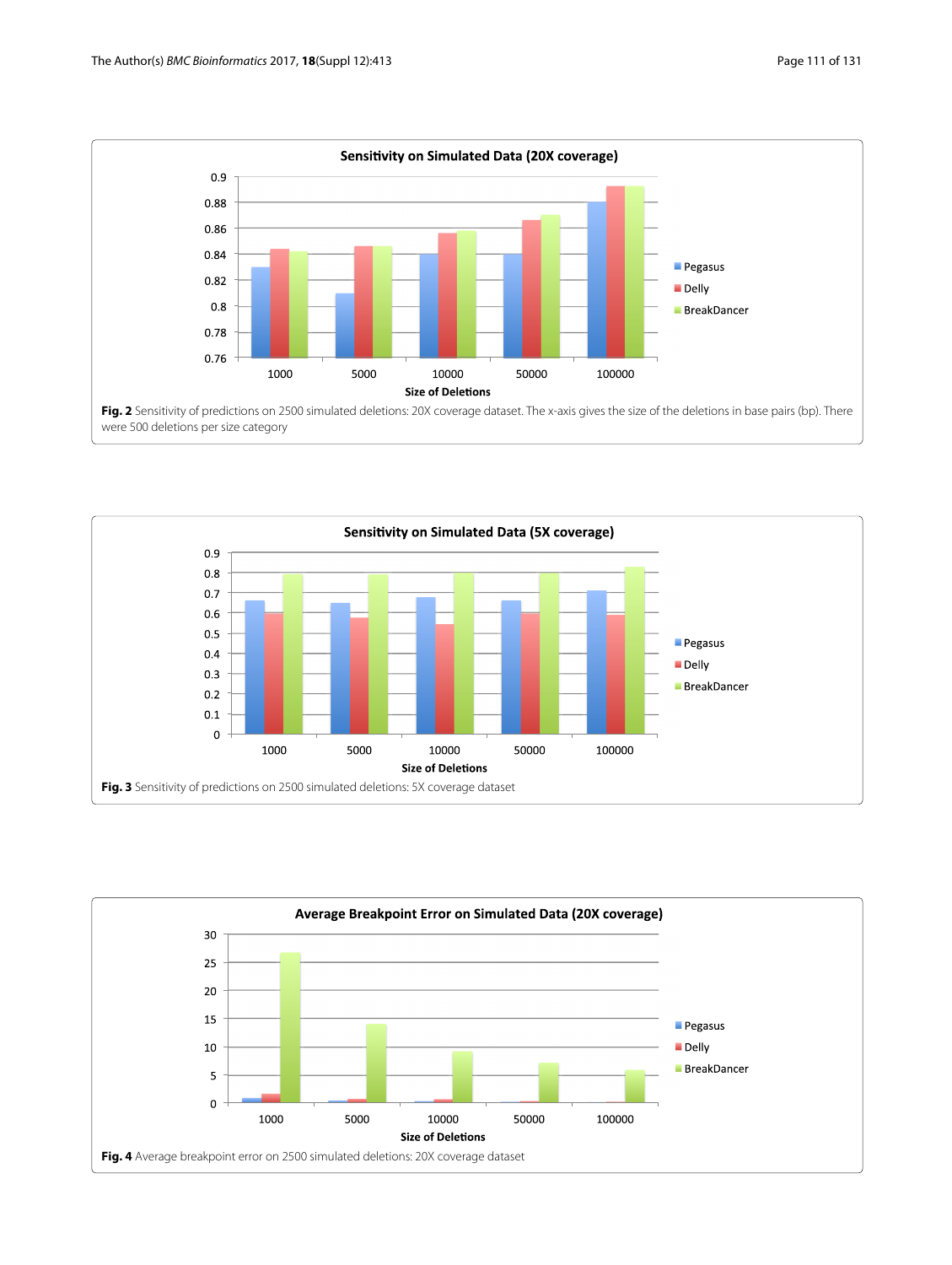Fig. 2 Sensitivity of predictions on 2500 simulated deletions: 20X coverage dataset. The x-axis gives the size of the deletions in base pairs (bp). There were 500 deletions per size category

Fig. 3 Sensitivity of predictions on 2500 simulated deletions: 5X coverage dataset

Fig. 4 Average breakpoint error on 2500 simulated deletions: 20X coverage dataset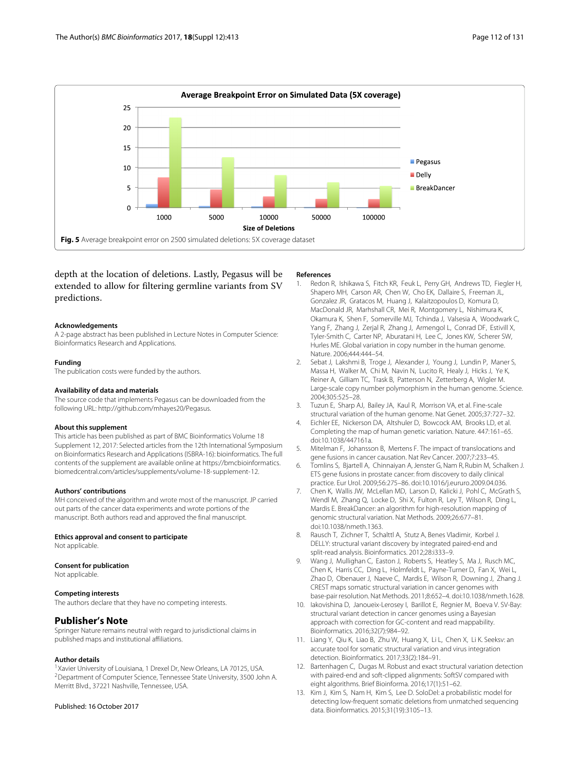Fig. 5 Average breakpoint error on 2500 simulated deletions: 5X coverage dataset

depth at the location of deletions. Lastly, Pegasus will be extended to allow for filtering germline variants from SV predictions.

### Acknowledgements
A 2-page abstract has been published in Lecture Notes in Computer Science: Bioinformatics Research and Applications.

### Funding
The publication costs were funded by the authors.

### Availability of data and materials
The source code that implements Pegasus can be downloaded from the following URL: http://github.com/mhayes20/Pegasus.

### About this supplement
This article has been published as part of BMC Bioinformatics Volume 18 Supplement 12, 2017: Selected articles from the 12th International Symposium on Bioinformatics Research and Applications (ISBRA-16): bioinformatics. The full contents of the supplement are available online at https://bmcbioinformatics.biomedcentral.com/articles/supplements/volume-18-supplement-12.

### Authors' contributions
MH conceived of the algorithm and wrote most of the manuscript. JP carried out parts of the cancer data experiments and wrote portions of the manuscript. Both authors read and approved the final manuscript.

### Ethics approval and consent to participate
Not applicable.

### Consent for publication
Not applicable.

### Competing interests
The authors declare that they have no competing interests.

## Publisher's Note
Springer Nature remains neutral with regard to jurisdictional claims in published maps and institutional affiliations.

### Author details
[1]Xavier University of Louisiana, 1 Drexel Dr, New Orleans, LA 70125, USA. [2]Department of Computer Science, Tennessee State University, 3500 John A. Merritt Blvd., 37221 Nashville, Tennessee, USA.

Published: 16 October 2017

### References
1. Redon R, Ishikawa S, Fitch KR, Feuk L, Perry GH, Andrews TD, Fiegler H, Shapero MH, Carson AR, Chen W, Cho EK, Dallaire S, Freeman JL, Gonzalez JR, Gratacos M, Huang J, Kalaitzopoulos D, Komura D, MacDonald JR, Marhshall CR, Mei R, Montgomery L, Nishimura K, Okamura K, Shen F, Somerville MJ, Tchinda J, Valsesia A, Woodwark C, Yang F, Zhang J, Zerjal R, Zhang J, Armengol L, Conrad DF, Estivill X, Tyler-Smith C, Carter NP, Aburatani H, Lee C, Jones KW, Scherer SW, Hurles ME. Global variation in copy number in the human genome. Nature. 2006;444:444–54.
2. Sebat J, Lakshmi B, Troge J, Alexander J, Young J, Lundin P, Maner S, Massa H, Walker M, Chi M, Navin N, Lucito R, Healy J, Hicks J, Ye K, Reiner A, Gilliam TC, Trask B, Patterson N, Zetterberg A, Wigler M. Large-scale copy number polymorphism in the human genome. Science. 2004;305:525–28.
3. Tuzun E, Sharp AJ, Bailey JA, Kaul R, Morrison VA, et al. Fine-scale structural variation of the human genome. Nat Genet. 2005;37:727–32.
4. Eichler EE, Nickerson DA, Altshuler D, Bowcock AM, Brooks LD, et al. Completing the map of human genetic variation. Nature. 447:161–65. doi:10.1038/447161a.
5. Mitelman F, Johansson B, Mertens F. The impact of translocations and gene fusions in cancer causation. Nat Rev Cancer. 2007;7:233–45.
6. Tomlins S, Bjartell A, Chinnaiyan A, Jenster G, Nam R, Rubin M, Schalken J. ETS gene fusions in prostate cancer: from discovery to daily clinical practice. Eur Urol. 2009;56:275–86. doi:10.1016/j.eururo.2009.04.036.
7. Chen K, Wallis JW, McLellan MD, Larson D, Kalicki J, Pohl C, McGrath S, Wendl M, Zhang Q, Locke D, Shi X, Fulton R, Ley T, Wilson R, Ding L, Mardis E. BreakDancer: an algorithm for high-resolution mapping of genomic structural variation. Nat Methods. 2009;26:677–81. doi:10.1038/nmeth.1363.
8. Rausch T, Zichner T, Schalttl A, Stutz A, Benes Vladimir, Korbel J. DELLY: structural variant discovery by integrated paired-end and split-read analysis. Bioinformatics. 2012;28:i333–9.
9. Wang J, Mullighan C, Easton J, Roberts S, Heatley S, Ma J, Rusch MC, Chen K, Harris CC, Ding L, Holmfeldt L, Payne-Turner D, Fan X, Wei L, Zhao D, Obenauer J, Naeve C, Mardis E, Wilson R, Downing J, Zhang J. CREST maps somatic structural variation in cancer genomes with base-pair resolution. Nat Methods. 2011;8:652–4. doi:10.1038/nmeth.1628.
10. Iakovishina D, Janoueix-Lerosey I, Barillot E, Regnier M, Boeva V. SV-Bay: structural variant detection in cancer genomes using a Bayesian approach with correction for GC-content and read mappability. Bioinformatics. 2016;32(7):984–92.
11. Liang Y, Qiu K, Liao B, Zhu W, Huang X, Li L, Chen X, Li K. Seeksv: an accurate tool for somatic structural variation and virus integration detection. Bioinformatics. 2017;33(2):184–91.
12. Bartenhagen C, Dugas M. Robust and exact structural variation detection with paired-end and soft-clipped alignments: SoftSV compared with eight algorithms. Brief Bioinforma. 2016;17(1):51–62.
13. Kim J, Kim S, Nam H, Kim S, Lee D. SoloDel: a probabilistic model for detecting low-frequent somatic deletions from unmatched sequencing data. Bioinformatics. 2015;31(19):3105–13.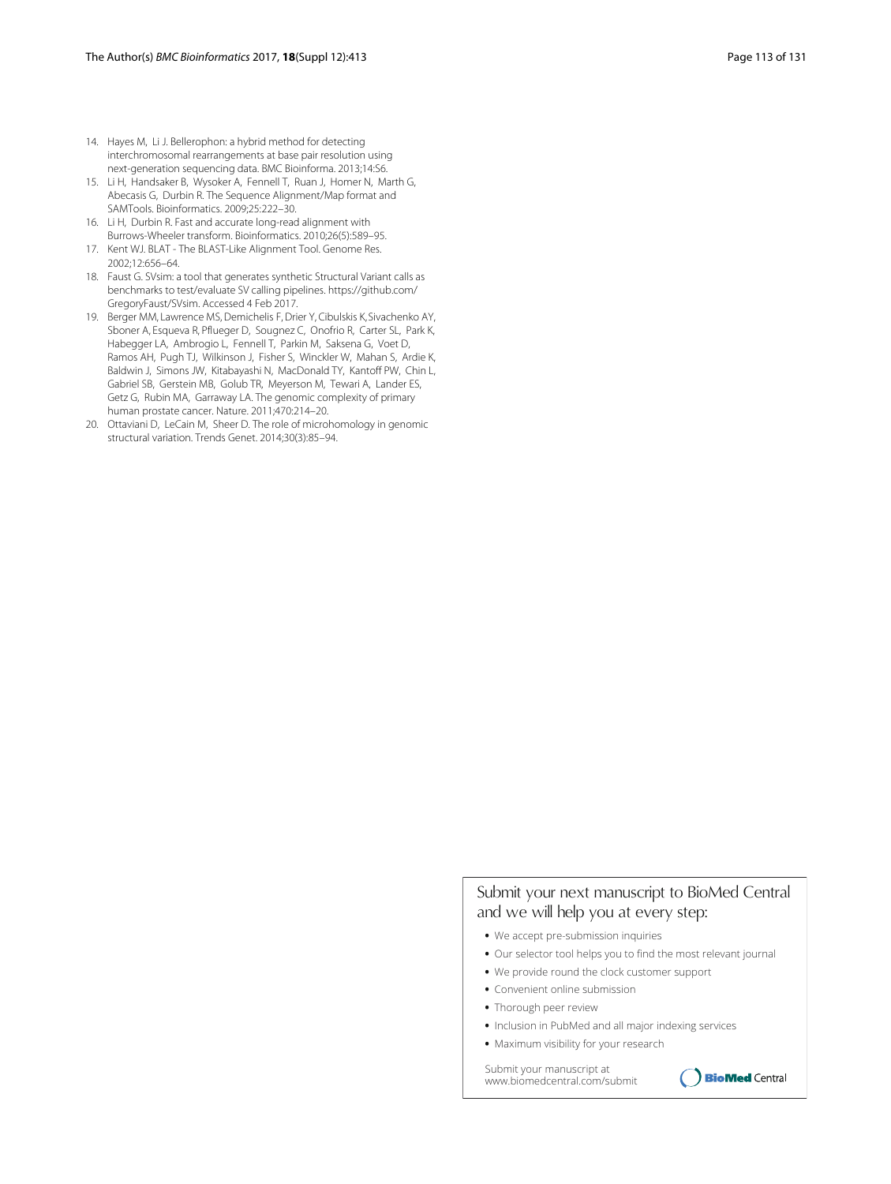14. Hayes M, Li J. Bellerophon: a hybrid method for detecting interchromosomal rearrangements at base pair resolution using next-generation sequencing data. BMC Bioinforma. 2013;14:S6.
15. Li H, Handsaker B, Wysoker A, Fennell T, Ruan J, Homer N, Marth G, Abecasis G, Durbin R. The Sequence Alignment/Map format and SAMTools. Bioinformatics. 2009;25:222–30.
16. Li H, Durbin R. Fast and accurate long-read alignment with Burrows-Wheeler transform. Bioinformatics. 2010;26(5):589–95.
17. Kent WJ. BLAT - The BLAST-Like Alignment Tool. Genome Res. 2002;12:656–64.
18. Faust G. SVsim: a tool that generates synthetic Structural Variant calls as benchmarks to test/evaluate SV calling pipelines. https://github.com/GregoryFaust/SVsim. Accessed 4 Feb 2017.
19. Berger MM, Lawrence MS, Demichelis F, Drier Y, Cibulskis K, Sivachenko AY, Sboner A, Esqueva R, Pflueger D, Sougnez C, Onofrio R, Carter SL, Park K, Habegger LA, Ambrogio L, Fennell T, Parkin M, Saksena G, Voet D, Ramos AH, Pugh TJ, Wilkinson J, Fisher S, Winckler W, Mahan S, Ardie K, Baldwin J, Simons JW, Kitabayashi N, MacDonald TY, Kantoff PW, Chin L, Gabriel SB, Gerstein MB, Golub TR, Meyerson M, Tewari A, Lander ES, Getz G, Rubin MA, Garraway LA. The genomic complexity of primary human prostate cancer. Nature. 2011;470:214–20.
20. Ottaviani D, LeCain M, Sheer D. The role of microhomology in genomic structural variation. Trends Genet. 2014;30(3):85–94.

Submit your next manuscript to BioMed Central and we will help you at every step:

- We accept pre-submission inquiries
- Our selector tool helps you to find the most relevant journal
- We provide round the clock customer support
- Convenient online submission
- Thorough peer review
- Inclusion in PubMed and all major indexing services
- Maximum visibility for your research

Submit your manuscript at www.biomedcentral.com/submit

BioMed Central